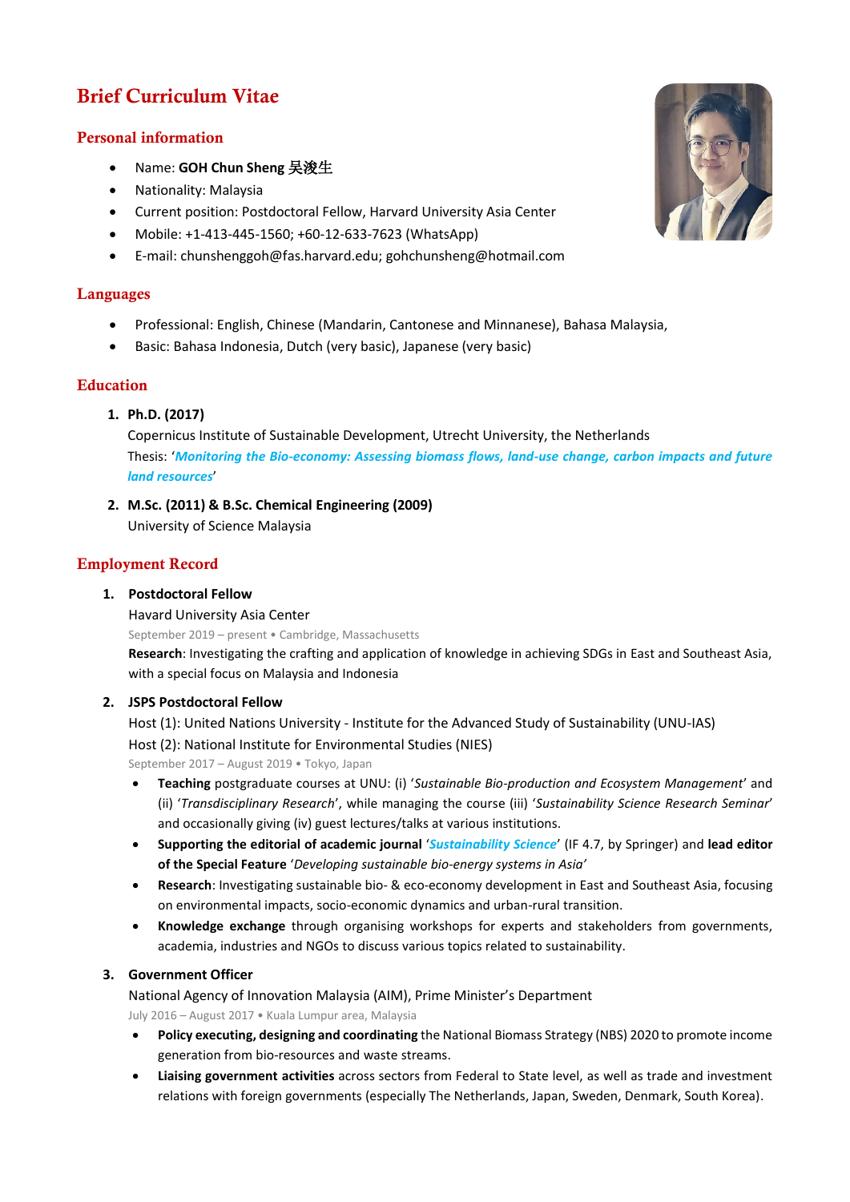# Brief Curriculum Vitae

## Personal information

- Name: **GOH Chun Sheng** 吴浚生
- Nationality: Malaysia
- Current position: Postdoctoral Fellow, Harvard University Asia Center
- Mobile: +1-413-445-1560; +60-12-633-7623 (WhatsApp)
- E-mail: chunshenggoh@fas.harvard.edu; gohchunsheng@hotmail.com

## Languages

- Professional: English, Chinese (Mandarin, Cantonese and Minnanese), Bahasa Malaysia,
- Basic: Bahasa Indonesia, Dutch (very basic), Japanese (very basic)

## Education

1. **Ph.D. (2017)**
   Copernicus Institute of Sustainable Development, Utrecht University, the Netherlands
   Thesis: '***Monitoring the Bio-economy: Assessing biomass flows, land-use change, carbon impacts and future land resources***'
2. **M.Sc. (2011) & B.Sc. Chemical Engineering (2009)**
   University of Science Malaysia

## Employment Record

1. **Postdoctoral Fellow**
   Havard University Asia Center
   September 2019 – present • Cambridge, Massachusetts
   **Research**: Investigating the crafting and application of knowledge in achieving SDGs in East and Southeast Asia, with a special focus on Malaysia and Indonesia
2. **JSPS Postdoctoral Fellow**
   Host (1): United Nations University - Institute for the Advanced Study of Sustainability (UNU-IAS)
   Host (2): National Institute for Environmental Studies (NIES)
   September 2017 – August 2019 • Tokyo, Japan
   - **Teaching** postgraduate courses at UNU: (i) '*Sustainable Bio-production and Ecosystem Management*' and (ii) '*Transdisciplinary Research*', while managing the course (iii) '*Sustainability Science Research Seminar*' and occasionally giving (iv) guest lectures/talks at various institutions.
   - **Supporting the editorial of academic journal** '***Sustainability Science***' (IF 4.7, by Springer) and **lead editor of the Special Feature** '*Developing sustainable bio-energy systems in Asia'*
   - **Research**: Investigating sustainable bio- & eco-economy development in East and Southeast Asia, focusing on environmental impacts, socio-economic dynamics and urban-rural transition.
   - **Knowledge exchange** through organising workshops for experts and stakeholders from governments, academia, industries and NGOs to discuss various topics related to sustainability.
3. **Government Officer**
   National Agency of Innovation Malaysia (AIM), Prime Minister's Department
   July 2016 – August 2017 • Kuala Lumpur area, Malaysia
   - **Policy executing, designing and coordinating** the National Biomass Strategy (NBS) 2020 to promote income generation from bio-resources and waste streams.
   - **Liaising government activities** across sectors from Federal to State level, as well as trade and investment relations with foreign governments (especially The Netherlands, Japan, Sweden, Denmark, South Korea).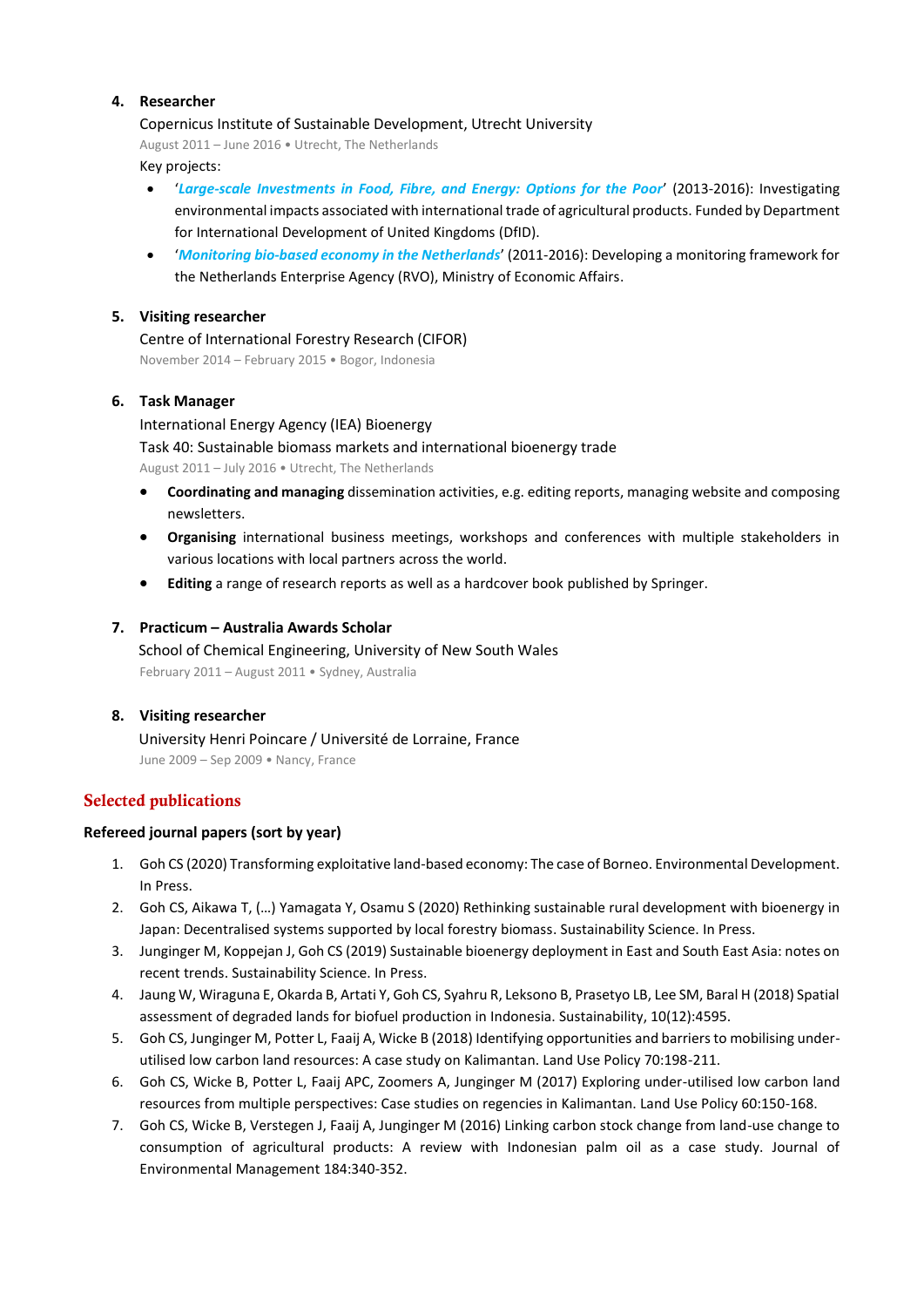4. **Researcher**

   Copernicus Institute of Sustainable Development, Utrecht University

   August 2011 – June 2016 • Utrecht, The Netherlands

   Key projects:

   - '*Large-scale Investments in Food, Fibre, and Energy: Options for the Poor*' (2013-2016): Investigating environmental impacts associated with international trade of agricultural products. Funded by Department for International Development of United Kingdoms (DfID).
   - '*Monitoring bio-based economy in the Netherlands*' (2011-2016): Developing a monitoring framework for the Netherlands Enterprise Agency (RVO), Ministry of Economic Affairs.

5. **Visiting researcher**

   Centre of International Forestry Research (CIFOR)

   November 2014 – February 2015 • Bogor, Indonesia

6. **Task Manager**

   International Energy Agency (IEA) Bioenergy

   Task 40: Sustainable biomass markets and international bioenergy trade

   August 2011 – July 2016 • Utrecht, The Netherlands

   - **Coordinating and managing** dissemination activities, e.g. editing reports, managing website and composing newsletters.
   - **Organising** international business meetings, workshops and conferences with multiple stakeholders in various locations with local partners across the world.
   - **Editing** a range of research reports as well as a hardcover book published by Springer.

7. **Practicum – Australia Awards Scholar**

   School of Chemical Engineering, University of New South Wales

   February 2011 – August 2011 • Sydney, Australia

8. **Visiting researcher**

   University Henri Poincare / Université de Lorraine, France

   June 2009 – Sep 2009 • Nancy, France

## Selected publications

### Refereed journal papers (sort by year)

1. Goh CS (2020) Transforming exploitative land-based economy: The case of Borneo. Environmental Development. In Press.
2. Goh CS, Aikawa T, (…) Yamagata Y, Osamu S (2020) Rethinking sustainable rural development with bioenergy in Japan: Decentralised systems supported by local forestry biomass. Sustainability Science. In Press.
3. Junginger M, Koppejan J, Goh CS (2019) Sustainable bioenergy deployment in East and South East Asia: notes on recent trends. Sustainability Science. In Press.
4. Jaung W, Wiraguna E, Okarda B, Artati Y, Goh CS, Syahru R, Leksono B, Prasetyo LB, Lee SM, Baral H (2018) Spatial assessment of degraded lands for biofuel production in Indonesia. Sustainability, 10(12):4595.
5. Goh CS, Junginger M, Potter L, Faaij A, Wicke B (2018) Identifying opportunities and barriers to mobilising under-utilised low carbon land resources: A case study on Kalimantan. Land Use Policy 70:198-211.
6. Goh CS, Wicke B, Potter L, Faaij APC, Zoomers A, Junginger M (2017) Exploring under-utilised low carbon land resources from multiple perspectives: Case studies on regencies in Kalimantan. Land Use Policy 60:150-168.
7. Goh CS, Wicke B, Verstegen J, Faaij A, Junginger M (2016) Linking carbon stock change from land-use change to consumption of agricultural products: A review with Indonesian palm oil as a case study. Journal of Environmental Management 184:340-352.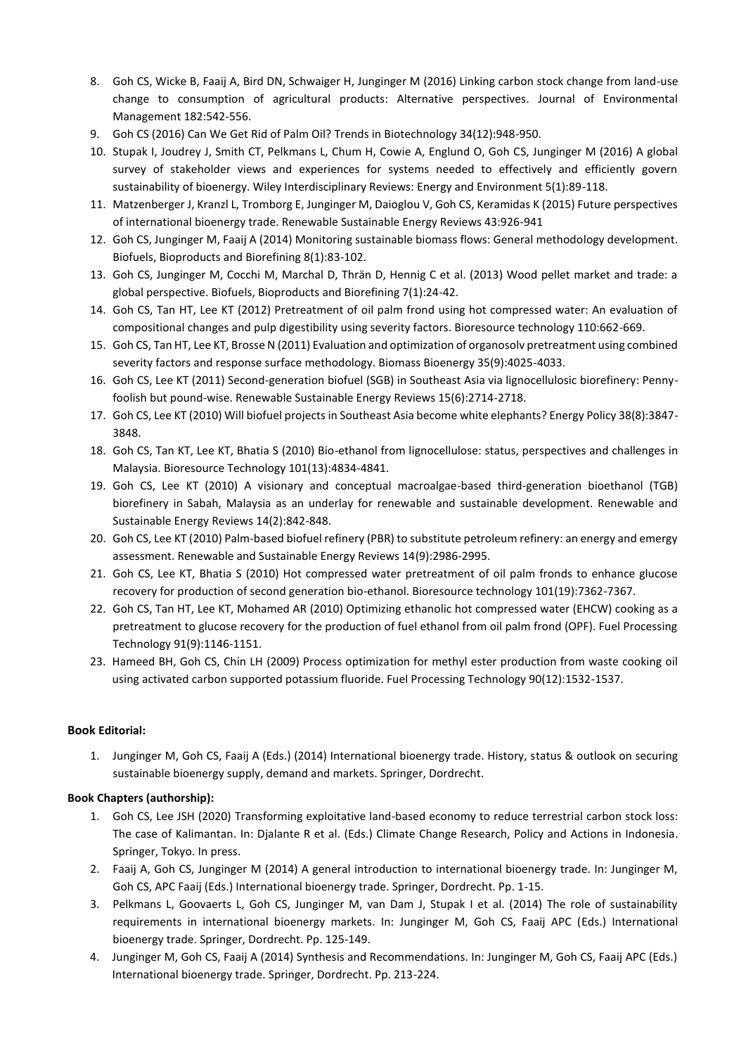8. Goh CS, Wicke B, Faaij A, Bird DN, Schwaiger H, Junginger M (2016) Linking carbon stock change from land-use change to consumption of agricultural products: Alternative perspectives. Journal of Environmental Management 182:542-556.
9. Goh CS (2016) Can We Get Rid of Palm Oil? Trends in Biotechnology 34(12):948-950.
10. Stupak I, Joudrey J, Smith CT, Pelkmans L, Chum H, Cowie A, Englund O, Goh CS, Junginger M (2016) A global survey of stakeholder views and experiences for systems needed to effectively and efficiently govern sustainability of bioenergy. Wiley Interdisciplinary Reviews: Energy and Environment 5(1):89-118.
11. Matzenberger J, Kranzl L, Tromborg E, Junginger M, Daioglou V, Goh CS, Keramidas K (2015) Future perspectives of international bioenergy trade. Renewable Sustainable Energy Reviews 43:926-941
12. Goh CS, Junginger M, Faaij A (2014) Monitoring sustainable biomass flows: General methodology development. Biofuels, Bioproducts and Biorefining 8(1):83-102.
13. Goh CS, Junginger M, Cocchi M, Marchal D, Thrän D, Hennig C et al. (2013) Wood pellet market and trade: a global perspective. Biofuels, Bioproducts and Biorefining 7(1):24-42.
14. Goh CS, Tan HT, Lee KT (2012) Pretreatment of oil palm frond using hot compressed water: An evaluation of compositional changes and pulp digestibility using severity factors. Bioresource technology 110:662-669.
15. Goh CS, Tan HT, Lee KT, Brosse N (2011) Evaluation and optimization of organosolv pretreatment using combined severity factors and response surface methodology. Biomass Bioenergy 35(9):4025-4033.
16. Goh CS, Lee KT (2011) Second-generation biofuel (SGB) in Southeast Asia via lignocellulosic biorefinery: Penny-foolish but pound-wise. Renewable Sustainable Energy Reviews 15(6):2714-2718.
17. Goh CS, Lee KT (2010) Will biofuel projects in Southeast Asia become white elephants? Energy Policy 38(8):3847-3848.
18. Goh CS, Tan KT, Lee KT, Bhatia S (2010) Bio-ethanol from lignocellulose: status, perspectives and challenges in Malaysia. Bioresource Technology 101(13):4834-4841.
19. Goh CS, Lee KT (2010) A visionary and conceptual macroalgae-based third-generation bioethanol (TGB) biorefinery in Sabah, Malaysia as an underlay for renewable and sustainable development. Renewable and Sustainable Energy Reviews 14(2):842-848.
20. Goh CS, Lee KT (2010) Palm-based biofuel refinery (PBR) to substitute petroleum refinery: an energy and emergy assessment. Renewable and Sustainable Energy Reviews 14(9):2986-2995.
21. Goh CS, Lee KT, Bhatia S (2010) Hot compressed water pretreatment of oil palm fronds to enhance glucose recovery for production of second generation bio-ethanol. Bioresource technology 101(19):7362-7367.
22. Goh CS, Tan HT, Lee KT, Mohamed AR (2010) Optimizing ethanolic hot compressed water (EHCW) cooking as a pretreatment to glucose recovery for the production of fuel ethanol from oil palm frond (OPF). Fuel Processing Technology 91(9):1146-1151.
23. Hameed BH, Goh CS, Chin LH (2009) Process optimization for methyl ester production from waste cooking oil using activated carbon supported potassium fluoride. Fuel Processing Technology 90(12):1532-1537.

**Book Editorial:**

1. Junginger M, Goh CS, Faaij A (Eds.) (2014) International bioenergy trade. History, status & outlook on securing sustainable bioenergy supply, demand and markets. Springer, Dordrecht.

**Book Chapters (authorship):**

1. Goh CS, Lee JSH (2020) Transforming exploitative land-based economy to reduce terrestrial carbon stock loss: The case of Kalimantan. In: Djalante R et al. (Eds.) Climate Change Research, Policy and Actions in Indonesia. Springer, Tokyo. In press.
2. Faaij A, Goh CS, Junginger M (2014) A general introduction to international bioenergy trade. In: Junginger M, Goh CS, APC Faaij (Eds.) International bioenergy trade. Springer, Dordrecht. Pp. 1-15.
3. Pelkmans L, Goovaerts L, Goh CS, Junginger M, van Dam J, Stupak I et al. (2014) The role of sustainability requirements in international bioenergy markets. In: Junginger M, Goh CS, Faaij APC (Eds.) International bioenergy trade. Springer, Dordrecht. Pp. 125-149.
4. Junginger M, Goh CS, Faaij A (2014) Synthesis and Recommendations. In: Junginger M, Goh CS, Faaij APC (Eds.) International bioenergy trade. Springer, Dordrecht. Pp. 213-224.